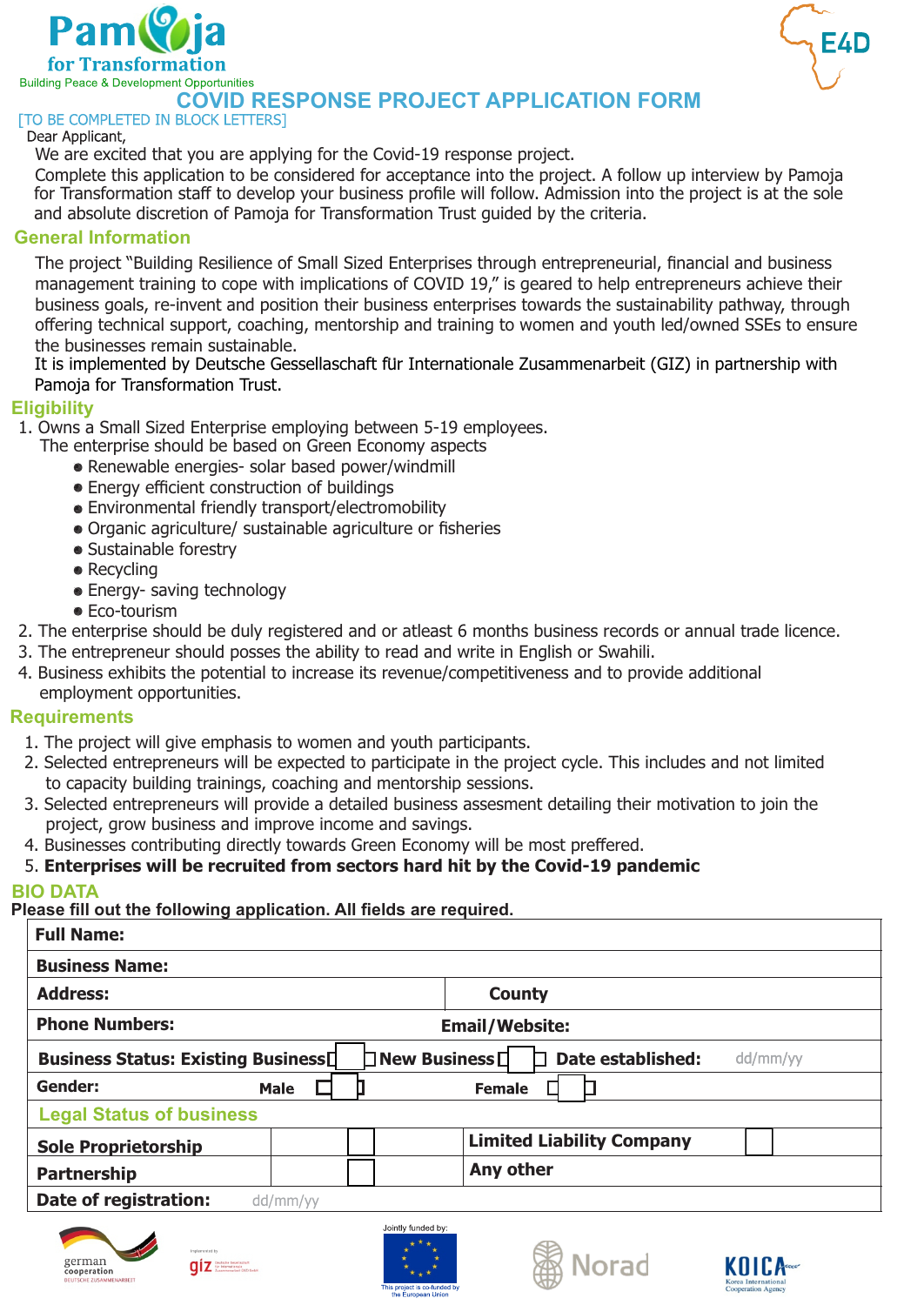Pamoja for Transformation
Building Peace & Development Opportunities

E4D

# COVID RESPONSE PROJECT APPLICATION FORM

[TO BE COMPLETED IN BLOCK LETTERS]

Dear Applicant,

We are excited that you are applying for the Covid-19 response project.

Complete this application to be considered for acceptance into the project. A follow up interview by Pamoja for Transformation staff to develop your business profile will follow. Admission into the project is at the sole and absolute discretion of Pamoja for Transformation Trust guided by the criteria.

## General Information

The project "Building Resilience of Small Sized Enterprises through entrepreneurial, financial and business management training to cope with implications of COVID 19," is geared to help entrepreneurs achieve their business goals, re-invent and position their business enterprises towards the sustainability pathway, through offering technical support, coaching, mentorship and training to women and youth led/owned SSEs to ensure the businesses remain sustainable.

It is implemented by Deutsche Gessellaschaft für Internationale Zusammenarbeit (GIZ) in partnership with Pamoja for Transformation Trust.

## Eligibility

1. Owns a Small Sized Enterprise employing between 5-19 employees.
   The enterprise should be based on Green Economy aspects
   - Renewable energies- solar based power/windmill
   - Energy efficient construction of buildings
   - Environmental friendly transport/electromobility
   - Organic agriculture/ sustainable agriculture or fisheries
   - Sustainable forestry
   - Recycling
   - Energy- saving technology
   - Eco-tourism
2. The enterprise should be duly registered and or atleast 6 months business records or annual trade licence.
3. The entrepreneur should posses the ability to read and write in English or Swahili.
4. Business exhibits the potential to increase its revenue/competitiveness and to provide additional employment opportunities.

## Requirements

1. The project will give emphasis to women and youth participants.
2. Selected entrepreneurs will be expected to participate in the project cycle. This includes and not limited to capacity building trainings, coaching and mentorship sessions.
3. Selected entrepreneurs will provide a detailed business assesment detailing their motivation to join the project, grow business and improve income and savings.
4. Businesses contributing directly towards Green Economy will be most preffered.
5. **Enterprises will be recruited from sectors hard hit by the Covid-19 pandemic**

## BIO DATA

**Please fill out the following application. All fields are required.**

| | | | |
|---|---|---|---|
| **Full Name:** | | | |
| **Business Name:** | | | |
| **Address:** | | **County** | |
| **Phone Numbers:** | | **Email/Website:** | |
| **Business Status: Existing Business** ☐ **New Business** ☐ | | **Date established:** | dd/mm/yy |
| **Gender:** | **Male** ☐ | **Female** ☐ | |
| **Legal Status of business** | | | |
| **Sole Proprietorship** | ☐ | **Limited Liability Company** | ☐ |
| **Partnership** | ☐ | **Any other** | |
| **Date of registration:** | dd/mm/yy | | |

german cooperation DEUTSCHE ZUSAMMENARBEIT · giz · Jointly funded by: This project is co-funded by the European Union · Norad · KOICA Korea International Cooperation Agency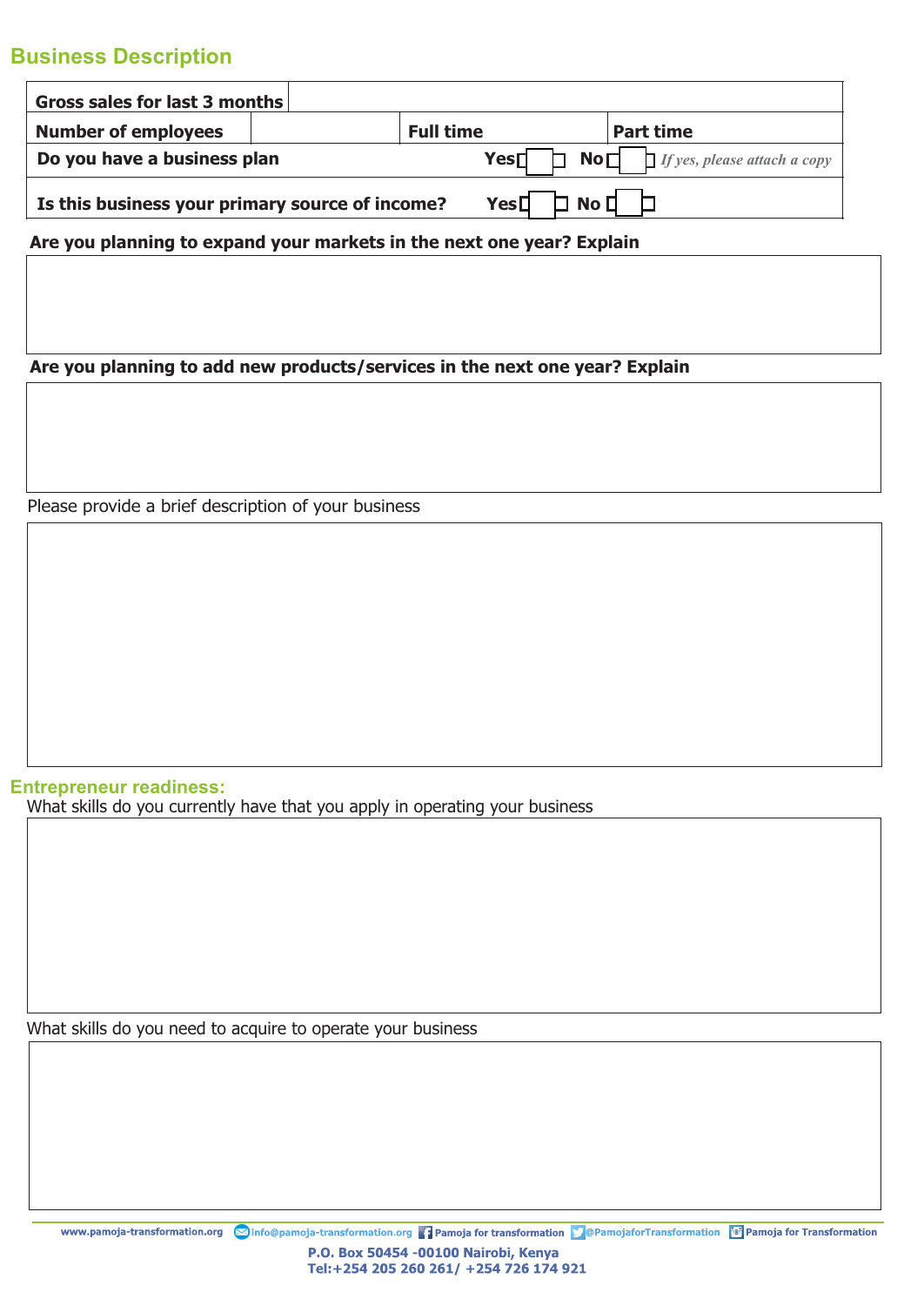## Business Description

| Gross sales for last 3 months | | | |
|---|---|---|---|
| Number of employees | | Full time | Part time |
| Do you have a business plan | | Yes ☐ No ☐ | *If yes, please attach a copy* |
| Is this business your primary source of income? | | Yes ☐ No ☐ | |

**Are you planning to expand your markets in the next one year? Explain**

**Are you planning to add new products/services in the next one year? Explain**

Please provide a brief description of your business

## Entrepreneur readiness:

What skills do you currently have that you apply in operating your business

What skills do you need to acquire to operate your business

www.pamoja-transformation.org info@pamoja-transformation.org Pamoja for transformation @PamojaforTransformation Pamoja for Transformation

P.O. Box 50454 -00100 Nairobi, Kenya
Tel:+254 205 260 261/ +254 726 174 921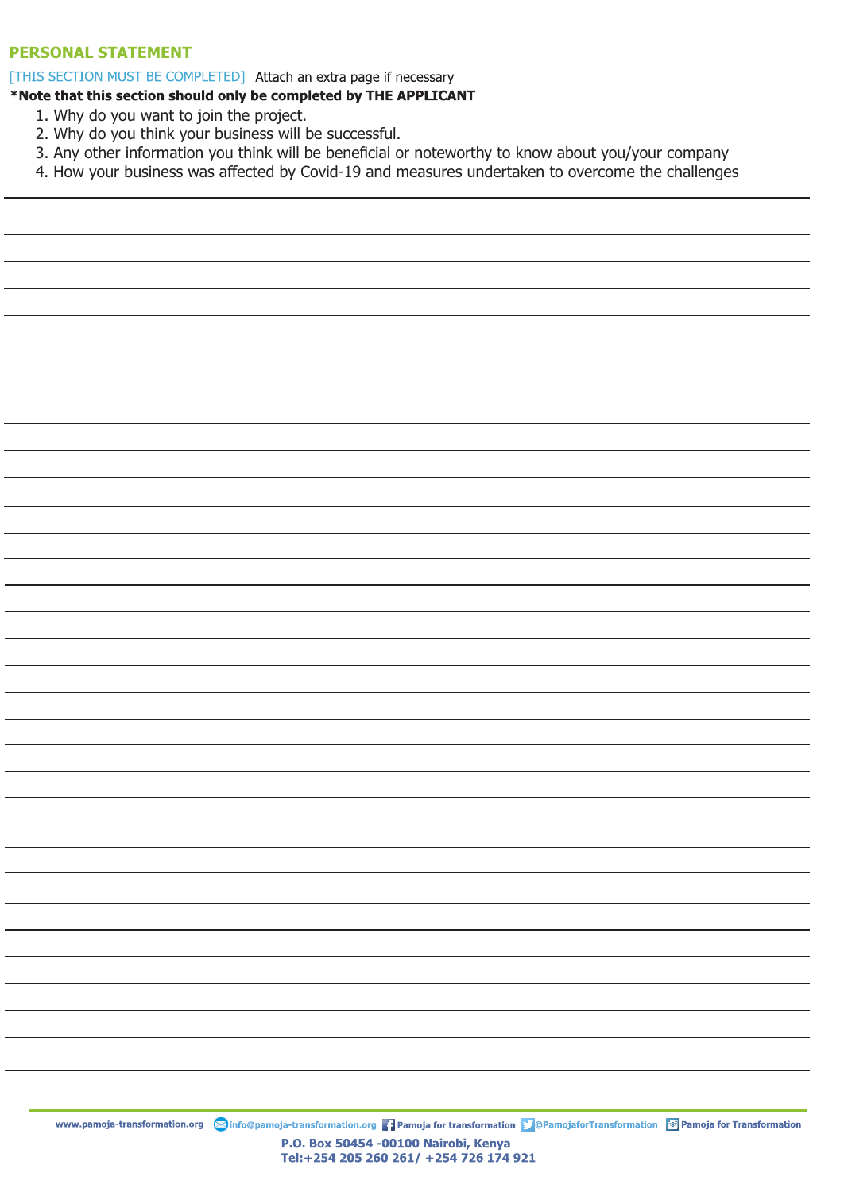## PERSONAL STATEMENT

[THIS SECTION MUST BE COMPLETED] Attach an extra page if necessary

**\*Note that this section should only be completed by THE APPLICANT**

1. Why do you want to join the project.
2. Why do you think your business will be successful.
3. Any other information you think will be beneficial or noteworthy to know about you/your company
4. How your business was affected by Covid-19 and measures undertaken to overcome the challenges

www.pamoja-transformation.org info@pamoja-transformation.org Pamoja for transformation @PamojaforTransformation Pamoja for Transformation

**P.O. Box 50454 -00100 Nairobi, Kenya**
**Tel:+254 205 260 261/ +254 726 174 921**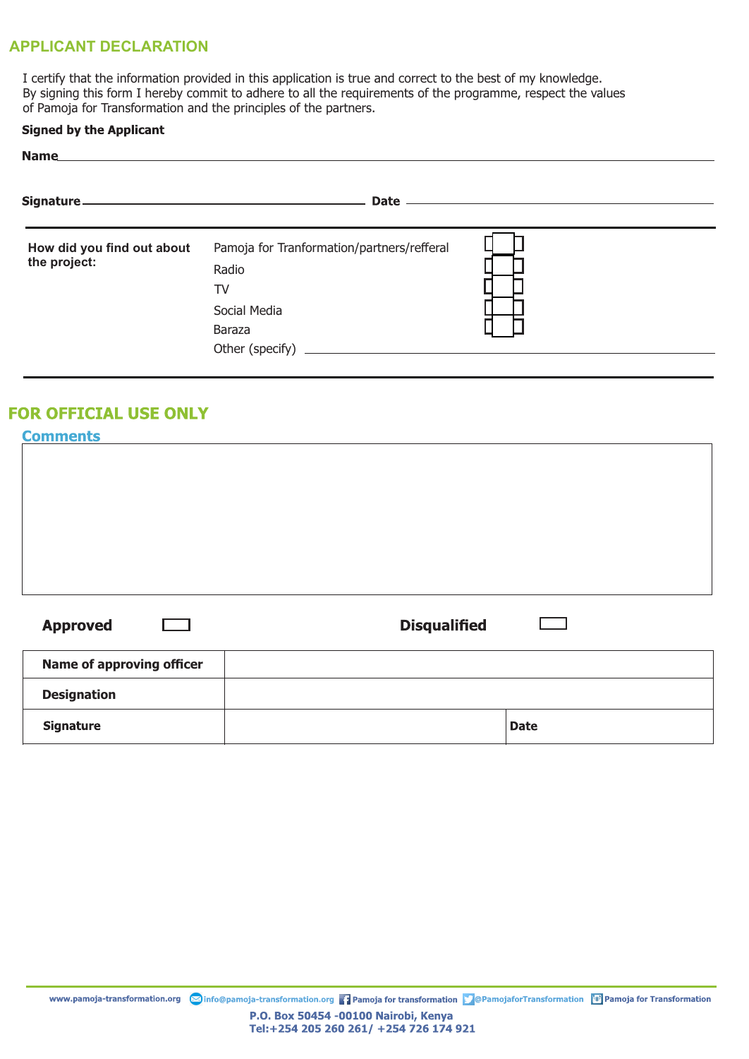## APPLICANT DECLARATION

I certify that the information provided in this application is true and correct to the best of my knowledge.
By signing this form I hereby commit to adhere to all the requirements of the programme, respect the values of Pamoja for Transformation and the principles of the partners.

**Signed by the Applicant**

**Name** ____________________________________________

**Signature** ______________________ **Date** ______________________

| | | |
|---|---|---|
| **How did you find out about the project:** | Pamoja for Tranformation/partners/refferal | ☐ |
| | Radio | ☐ |
| | TV | ☐ |
| | Social Media | ☐ |
| | Baraza | ☐ |
| | Other (specify) ______________________ | |

## FOR OFFICIAL USE ONLY

### Comments

**Approved** ☐ **Disqualified** ☐

| | | | |
|---|---|---|---|
| **Name of approving officer** | | | |
| **Designation** | | | |
| **Signature** | | **Date** | |

www.pamoja-transformation.org info@pamoja-transformation.org Pamoja for transformation @PamojaforTransformation Pamoja for Transformation

P.O. Box 50454 -00100 Nairobi, Kenya
Tel:+254 205 260 261/ +254 726 174 921